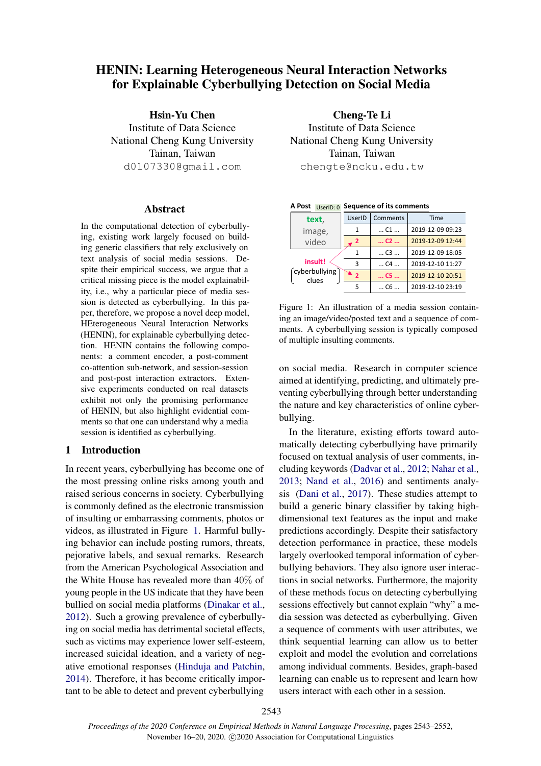# HENIN: Learning Heterogeneous Neural Interaction Networks for Explainable Cyberbullying Detection on Social Media

**Hsin-Yu Chen**
Institute of Data Science
National Cheng Kung University
Tainan, Taiwan
d0107330@gmail.com

**Cheng-Te Li**
Institute of Data Science
National Cheng Kung University
Tainan, Taiwan
chengte@ncku.edu.tw

## Abstract

In the computational detection of cyberbullying, existing work largely focused on building generic classifiers that rely exclusively on text analysis of social media sessions. Despite their empirical success, we argue that a critical missing piece is the model explainability, i.e., why a particular piece of media session is detected as cyberbullying. In this paper, therefore, we propose a novel deep model, HEterogeneous Neural Interaction Networks (HENIN), for explainable cyberbullying detection. HENIN contains the following components: a comment encoder, a post-comment co-attention sub-network, and session-session and post-post interaction extractors. Extensive experiments conducted on real datasets exhibit not only the promising performance of HENIN, but also highlight evidential comments so that one can understand why a media session is identified as cyberbullying.

## 1 Introduction

In recent years, cyberbullying has become one of the most pressing online risks among youth and raised serious concerns in society. Cyberbullying is commonly defined as the electronic transmission of insulting or embarrassing comments, photos or videos, as illustrated in Figure 1. Harmful bullying behavior can include posting rumors, threats, pejorative labels, and sexual remarks. Research from the American Psychological Association and the White House has revealed more than 40% of young people in the US indicate that they have been bullied on social media platforms (Dinakar et al., 2012). Such a growing prevalence of cyberbullying on social media has detrimental societal effects, such as victims may experience lower self-esteem, increased suicidal ideation, and a variety of negative emotional responses (Hinduja and Patchin, 2014). Therefore, it has become critically important to be able to detect and prevent cyberbullying on social media. Research in computer science aimed at identifying, predicting, and ultimately preventing cyberbullying through better understanding the nature and key characteristics of online cyberbullying.

A Post UserID: 0 — text, image, video — insult! cyberbullying clues

Sequence of its comments

| UserID | Comments | Time |
|---|---|---|
| 1 | ... C1 ... | 2019-12-09 09:23 |
| 2 | ... C2 ... | 2019-12-09 12:44 |
| 1 | ... C3 ... | 2019-12-09 18:05 |
| 3 | ... C4 ... | 2019-12-10 11:27 |
| 2 | ... C5 ... | 2019-12-10 20:51 |
| 5 | ... C6 ... | 2019-12-10 23:19 |

Figure 1: An illustration of a media session containing an image/video/posted text and a sequence of comments. A cyberbullying session is typically composed of multiple insulting comments.

In the literature, existing efforts toward automatically detecting cyberbullying have primarily focused on textual analysis of user comments, including keywords (Dadvar et al., 2012; Nahar et al., 2013; Nand et al., 2016) and sentiments analysis (Dani et al., 2017). These studies attempt to build a generic binary classifier by taking high-dimensional text features as the input and make predictions accordingly. Despite their satisfactory detection performance in practice, these models largely overlooked temporal information of cyberbullying behaviors. They also ignore user interactions in social networks. Furthermore, the majority of these methods focus on detecting cyberbullying sessions effectively but cannot explain "why" a media session was detected as cyberbullying. Given a sequence of comments with user attributes, we think sequential learning can allow us to better exploit and model the evolution and correlations among individual comments. Besides, graph-based learning can enable us to represent and learn how users interact with each other in a session.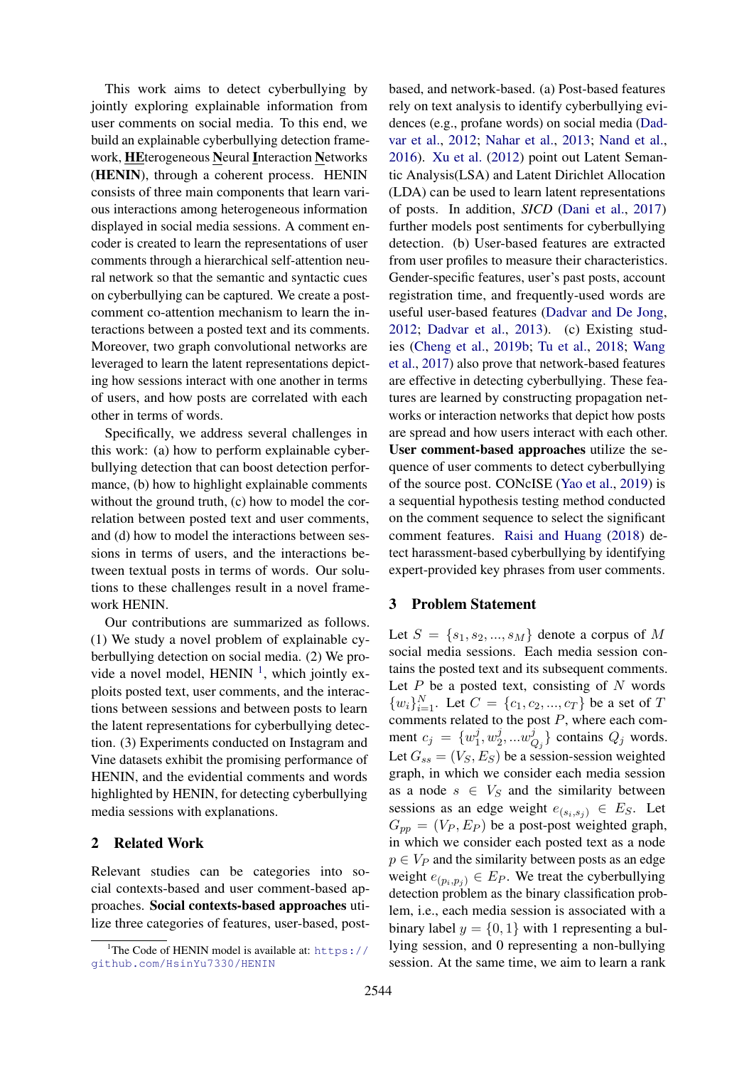This work aims to detect cyberbullying by jointly exploring explainable information from user comments on social media. To this end, we build an explainable cyberbullying detection framework, **HE**terogeneous **N**eural **I**nteraction **N**etworks (**HENIN**), through a coherent process. HENIN consists of three main components that learn various interactions among heterogeneous information displayed in social media sessions. A comment encoder is created to learn the representations of user comments through a hierarchical self-attention neural network so that the semantic and syntactic cues on cyberbullying can be captured. We create a post-comment co-attention mechanism to learn the interactions between a posted text and its comments. Moreover, two graph convolutional networks are leveraged to learn the latent representations depicting how sessions interact with one another in terms of users, and how posts are correlated with each other in terms of words.

Specifically, we address several challenges in this work: (a) how to perform explainable cyberbullying detection that can boost detection performance, (b) how to highlight explainable comments without the ground truth, (c) how to model the correlation between posted text and user comments, and (d) how to model the interactions between sessions in terms of users, and the interactions between textual posts in terms of words. Our solutions to these challenges result in a novel framework HENIN.

Our contributions are summarized as follows. (1) We study a novel problem of explainable cyberbullying detection on social media. (2) We provide a novel model, HENIN [1], which jointly exploits posted text, user comments, and the interactions between sessions and between posts to learn the latent representations for cyberbullying detection. (3) Experiments conducted on Instagram and Vine datasets exhibit the promising performance of HENIN, and the evidential comments and words highlighted by HENIN, for detecting cyberbullying media sessions with explanations.

## 2 Related Work

Relevant studies can be categories into social contexts-based and user comment-based approaches. **Social contexts-based approaches** utilize three categories of features, user-based, post-based, and network-based. (a) Post-based features rely on text analysis to identify cyberbullying evidences (e.g., profane words) on social media (Dadvar et al., 2012; Nahar et al., 2013; Nand et al., 2016). Xu et al. (2012) point out Latent Semantic Analysis(LSA) and Latent Dirichlet Allocation (LDA) can be used to learn latent representations of posts. In addition, *SICD* (Dani et al., 2017) further models post sentiments for cyberbullying detection. (b) User-based features are extracted from user profiles to measure their characteristics. Gender-specific features, user's past posts, account registration time, and frequently-used words are useful user-based features (Dadvar and De Jong, 2012; Dadvar et al., 2013). (c) Existing studies (Cheng et al., 2019b; Tu et al., 2018; Wang et al., 2017) also prove that network-based features are effective in detecting cyberbullying. These features are learned by constructing propagation networks or interaction networks that depict how posts are spread and how users interact with each other. **User comment-based approaches** utilize the sequence of user comments to detect cyberbullying of the source post. CONcISE (Yao et al., 2019) is a sequential hypothesis testing method conducted on the comment sequence to select the significant comment features. Raisi and Huang (2018) detect harassment-based cyberbullying by identifying expert-provided key phrases from user comments.

## 3 Problem Statement

Let $S = \{s_1, s_2, ..., s_M\}$ denote a corpus of $M$ social media sessions. Each media session contains the posted text and its subsequent comments. Let $P$ be a posted text, consisting of $N$ words $\{w_i\}_{i=1}^{N}$. Let $C = \{c_1, c_2, ..., c_T\}$ be a set of $T$ comments related to the post $P$, where each comment $c_j = \{w_1^j, w_2^j, ...w_{Q_j}^j\}$ contains $Q_j$ words. Let $G_{ss} = (V_S, E_S)$ be a session-session weighted graph, in which we consider each media session as a node $s \in V_S$ and the similarity between sessions as an edge weight $e_{(s_i,s_j)} \in E_S$. Let $G_{pp} = (V_P, E_P)$ be a post-post weighted graph, in which we consider each posted text as a node $p \in V_P$ and the similarity between posts as an edge weight $e_{(p_i,p_j)} \in E_P$. We treat the cyberbullying detection problem as the binary classification problem, i.e., each media session is associated with a binary label $y = \{0, 1\}$ with 1 representing a bullying session, and 0 representing a non-bullying session. At the same time, we aim to learn a rank

[1] The Code of HENIN model is available at: https://github.com/HsinYu7330/HENIN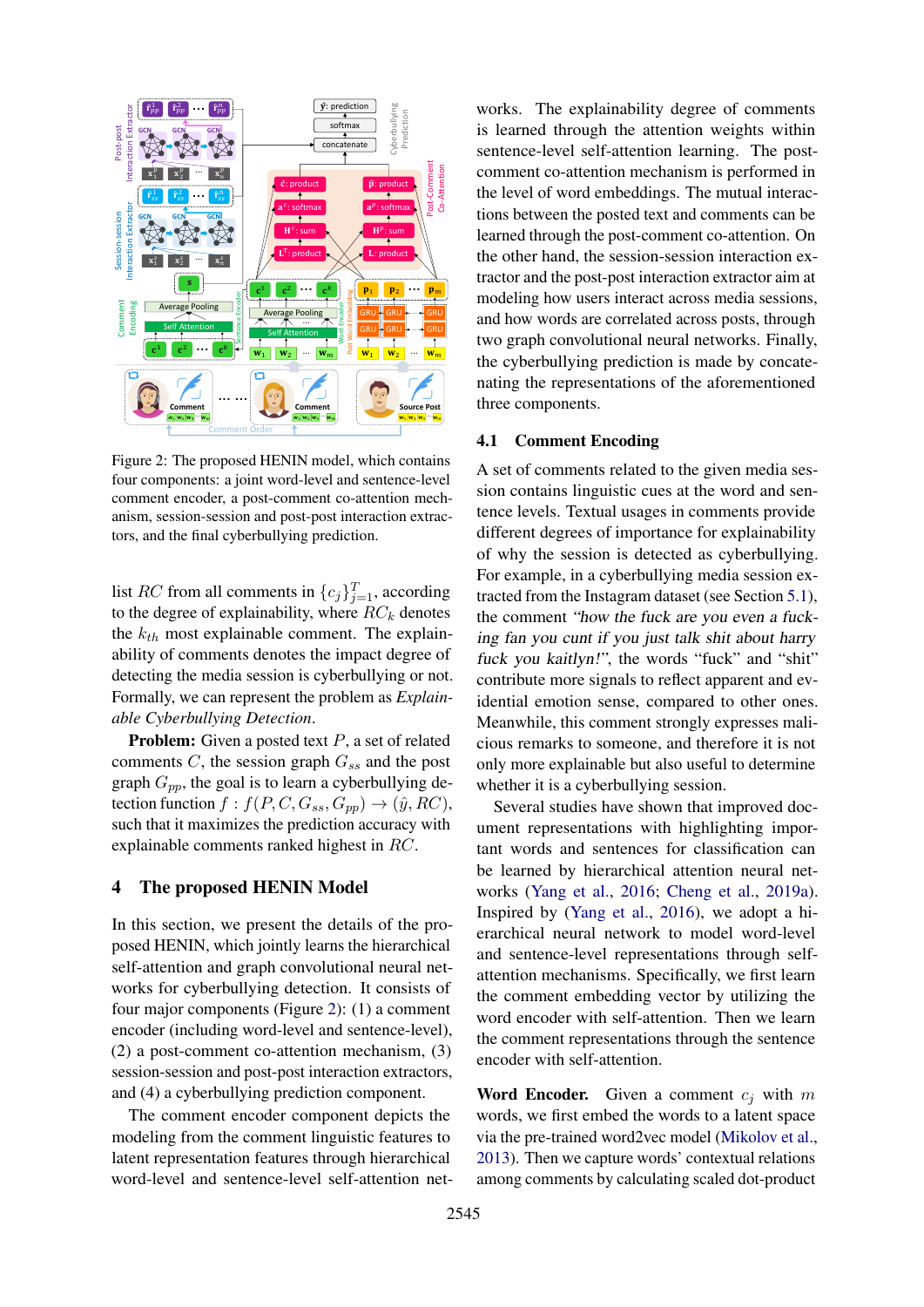Figure 2: The proposed HENIN model, which contains four components: a joint word-level and sentence-level comment encoder, a post-comment co-attention mechanism, session-session and post-post interaction extractors, and the final cyberbullying prediction.

list $RC$ from all comments in $\{c_j\}_{j=1}^T$, according to the degree of explainability, where $RC_k$ denotes the $k_{th}$ most explainable comment. The explainability of comments denotes the impact degree of detecting the media session is cyberbullying or not. Formally, we can represent the problem as *Explainable Cyberbullying Detection*.

**Problem:** Given a posted text $P$, a set of related comments $C$, the session graph $G_{ss}$ and the post graph $G_{pp}$, the goal is to learn a cyberbullying detection function $f : f(P, C, G_{ss}, G_{pp}) \rightarrow (\hat{y}, RC)$, such that it maximizes the prediction accuracy with explainable comments ranked highest in $RC$.

## 4 The proposed HENIN Model

In this section, we present the details of the proposed HENIN, which jointly learns the hierarchical self-attention and graph convolutional neural networks for cyberbullying detection. It consists of four major components (Figure 2): (1) a comment encoder (including word-level and sentence-level), (2) a post-comment co-attention mechanism, (3) session-session and post-post interaction extractors, and (4) a cyberbullying prediction component.

The comment encoder component depicts the modeling from the comment linguistic features to latent representation features through hierarchical word-level and sentence-level self-attention networks. The explainability degree of comments is learned through the attention weights within sentence-level self-attention learning. The post-comment co-attention mechanism is performed in the level of word embeddings. The mutual interactions between the posted text and comments can be learned through the post-comment co-attention. On the other hand, the session-session interaction extractor and the post-post interaction extractor aim at modeling how users interact across media sessions, and how words are correlated across posts, through two graph convolutional neural networks. Finally, the cyberbullying prediction is made by concatenating the representations of the aforementioned three components.

### 4.1 Comment Encoding

A set of comments related to the given media session contains linguistic cues at the word and sentence levels. Textual usages in comments provide different degrees of importance for explainability of why the session is detected as cyberbullying. For example, in a cyberbullying media session extracted from the Instagram dataset (see Section 5.1), the comment *"how the fuck are you even a fucking fan you cunt if you just talk shit about harry fuck you kaitlyn!"*, the words "fuck" and "shit" contribute more signals to reflect apparent and evidential emotion sense, compared to other ones. Meanwhile, this comment strongly expresses malicious remarks to someone, and therefore it is not only more explainable but also useful to determine whether it is a cyberbullying session.

Several studies have shown that improved document representations with highlighting important words and sentences for classification can be learned by hierarchical attention neural networks (Yang et al., 2016; Cheng et al., 2019a). Inspired by (Yang et al., 2016), we adopt a hierarchical neural network to model word-level and sentence-level representations through self-attention mechanisms. Specifically, we first learn the comment embedding vector by utilizing the word encoder with self-attention. Then we learn the comment representations through the sentence encoder with self-attention.

**Word Encoder.** Given a comment $c_j$ with $m$ words, we first embed the words to a latent space via the pre-trained word2vec model (Mikolov et al., 2013). Then we capture words' contextual relations among comments by calculating scaled dot-product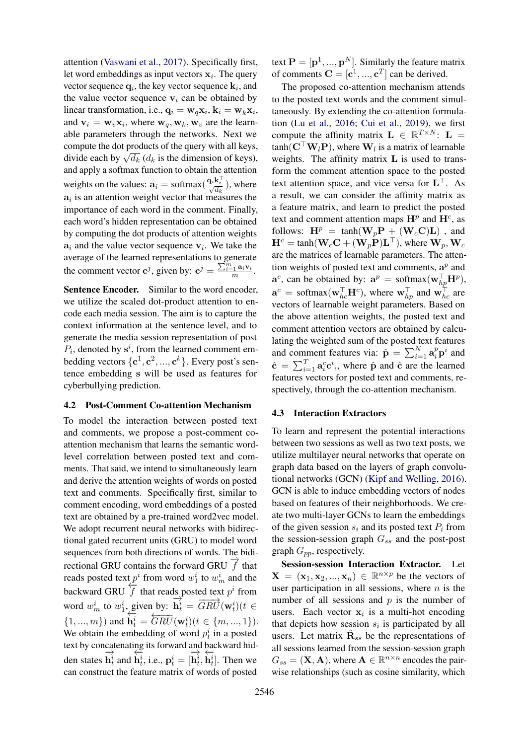attention (Vaswani et al., 2017). Specifically first, let word embeddings as input vectors $\mathbf{x}_i$. The query vector sequence $\mathbf{q}_i$, the key vector sequence $\mathbf{k}_i$, and the value vector sequence $\mathbf{v}_i$ can be obtained by linear transformation, i.e., $\mathbf{q}_i = \mathbf{w}_q\mathbf{x}_i$, $\mathbf{k}_i = \mathbf{w}_k\mathbf{x}_i$, and $\mathbf{v}_i = \mathbf{w}_v\mathbf{x}_i$, where $\mathbf{w}_q, \mathbf{w}_k, \mathbf{w}_v$ are the learnable parameters through the networks. Next we compute the dot products of the query with all keys, divide each by $\sqrt{d_k}$ ($d_k$ is the dimension of keys), and apply a softmax function to obtain the attention weights on the values: $\mathbf{a}_i = \text{softmax}(\frac{\mathbf{q}_i\mathbf{k}_i^\top}{\sqrt{d_k}})$, where $\mathbf{a}_i$ is an attention weight vector that measures the importance of each word in the comment. Finally, each word's hidden representation can be obtained by computing the dot products of attention weights $\mathbf{a}_i$ and the value vector sequence $\mathbf{v}_i$. We take the average of the learned representations to generate the comment vector $\mathbf{c}^j$, given by: $\mathbf{c}^j = \frac{\sum_{i=1}^{m}\mathbf{a}_i\mathbf{v}_i}{m}$.

**Sentence Encoder.** Similar to the word encoder, we utilize the scaled dot-product attention to encode each media session. The aim is to capture the context information at the sentence level, and to generate the media session representation of post $P_i$, denoted by $\mathbf{s}^i$, from the learned comment embedding vectors $\{\mathbf{c}^1, \mathbf{c}^2, ..., \mathbf{c}^k\}$. Every post's sentence embedding $\mathbf{s}$ will be used as features for cyberbullying prediction.

### 4.2 Post-Comment Co-attention Mechanism

To model the interaction between posted text and comments, we propose a post-comment co-attention mechanism that learns the semantic word-level correlation between posted text and comments. That said, we intend to simultaneously learn and derive the attention weights of words on posted text and comments. Specifically first, similar to comment encoding, word embeddings of a posted text are obtained by a pre-trained word2vec model. We adopt recurrent neural networks with bidirectional gated recurrent units (GRU) to model word sequences from both directions of words. The bidirectional GRU contains the forward GRU $\overrightarrow{f}$ that reads posted text $p^i$ from word $w_1^i$ to $w_m^i$ and the backward GRU $\overleftarrow{f}$ that reads posted text $p^i$ from word $w_m^i$ to $w_1^i$, given by: $\overrightarrow{\mathbf{h}_t^i} = \overrightarrow{GRU}(\mathbf{w}_t^i)(t \in \{1, ..., m\})$ and $\overleftarrow{\mathbf{h}_t^i} = \overleftarrow{GRU}(\mathbf{w}_t^i)(t \in \{m, ..., 1\})$. We obtain the embedding of word $p_t^i$ in a posted text by concatenating its forward and backward hidden states $\overrightarrow{\mathbf{h}_t^i}$ and $\overleftarrow{\mathbf{h}_t^i}$, i.e., $\mathbf{p}_t^i = [\overrightarrow{\mathbf{h}_t^i}, \overleftarrow{\mathbf{h}_t^i}]$. Then we can construct the feature matrix of words of posted text $\mathbf{P} = [\mathbf{p}^1, ..., \mathbf{p}^N]$. Similarly the feature matrix of comments $\mathbf{C} = [\mathbf{c}^1, ..., \mathbf{c}^T]$ can be derived.

The proposed co-attention mechanism attends to the posted text words and the comment simultaneously. By extending the co-attention formulation (Lu et al., 2016; Cui et al., 2019), we first compute the affinity matrix $\mathbf{L} \in \mathbb{R}^{T\times N}$: $\mathbf{L} = \tanh(\mathbf{C}^\top\mathbf{W}_l\mathbf{P})$, where $\mathbf{W}_l$ is a matrix of learnable weights. The affinity matrix $\mathbf{L}$ is used to transform the comment attention space to the posted text attention space, and vice versa for $\mathbf{L}^\top$. As a result, we can consider the affinity matrix as a feature matrix, and learn to predict the posted text and comment attention maps $\mathbf{H}^p$ and $\mathbf{H}^c$, as follows: $\mathbf{H}^p = \tanh(\mathbf{W}_p\mathbf{P} + (\mathbf{W}_c\mathbf{C})\mathbf{L})$ , and $\mathbf{H}^c = \tanh(\mathbf{W}_c\mathbf{C} + (\mathbf{W}_p\mathbf{P})\mathbf{L}^\top)$, where $\mathbf{W}_p, \mathbf{W}_c$ are the matrices of learnable parameters. The attention weights of posted text and comments, $\mathbf{a}^p$ and $\mathbf{a}^c$, can be obtained by: $\mathbf{a}^p = \text{softmax}(\mathbf{w}_{hp}^\top\mathbf{H}^p)$, $\mathbf{a}^c = \text{softmax}(\mathbf{w}_{hc}^\top\mathbf{H}^c)$, where $\mathbf{w}_{hp}^\top$ and $\mathbf{w}_{hc}^\top$ are vectors of learnable weight parameters. Based on the above attention weights, the posted text and comment attention vectors are obtained by calculating the weighted sum of the posted text features and comment features via: $\hat{\mathbf{p}} = \sum_{i=1}^{N}\mathbf{a}_i^p\mathbf{p}^i$ and $\hat{\mathbf{c}} = \sum_{i=1}^{T}\mathbf{a}_i^c\mathbf{c}^i$,, where $\hat{\mathbf{p}}$ and $\hat{\mathbf{c}}$ are the learned features vectors for posted text and comments, respectively, through the co-attention mechanism.

### 4.3 Interaction Extractors

To learn and represent the potential interactions between two sessions as well as two text posts, we utilize multilayer neural networks that operate on graph data based on the layers of graph convolutional networks (GCN) (Kipf and Welling, 2016). GCN is able to induce embedding vectors of nodes based on features of their neighborhoods. We create two multi-layer GCNs to learn the embeddings of the given session $s_i$ and its posted text $P_i$ from the session-session graph $G_{ss}$ and the post-post graph $G_{pp}$, respectively.

**Session-session Interaction Extractor.** Let $\mathbf{X} = (\mathbf{x}_1, \mathbf{x}_2, ..., \mathbf{x}_n) \in \mathbb{R}^{n\times p}$ be the vectors of user participation in all sessions, where $n$ is the number of all sessions and $p$ is the number of users. Each vector $\mathbf{x}_i$ is a multi-hot encoding that depicts how session $s_i$ is participated by all users. Let matrix $\hat{\mathbf{R}}_{ss}$ be the representations of all sessions learned from the session-session graph $G_{ss} = (\mathbf{X}, \mathbf{A})$, where $\mathbf{A} \in \mathbb{R}^{n\times n}$ encodes the pairwise relationships (such as cosine similarity, which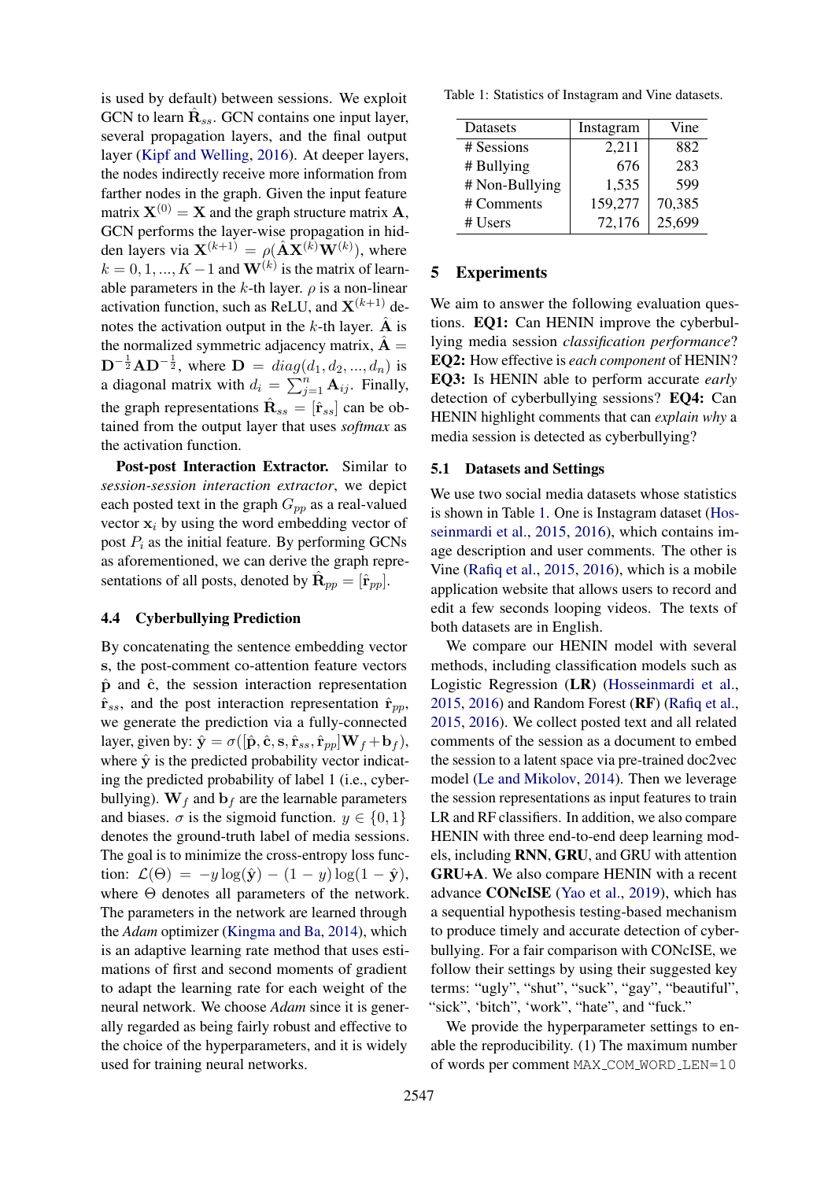is used by default) between sessions. We exploit GCN to learn $\hat{\mathbf{R}}_{ss}$. GCN contains one input layer, several propagation layers, and the final output layer (Kipf and Welling, 2016). At deeper layers, the nodes indirectly receive more information from farther nodes in the graph. Given the input feature matrix $\mathbf{X}^{(0)} = \mathbf{X}$ and the graph structure matrix $\mathbf{A}$, GCN performs the layer-wise propagation in hidden layers via $\mathbf{X}^{(k+1)} = \rho(\hat{\mathbf{A}}\mathbf{X}^{(k)}\mathbf{W}^{(k)})$, where $k = 0, 1, ..., K-1$ and $\mathbf{W}^{(k)}$ is the matrix of learnable parameters in the $k$-th layer. $\rho$ is a non-linear activation function, such as ReLU, and $\mathbf{X}^{(k+1)}$ denotes the activation output in the $k$-th layer. $\hat{\mathbf{A}}$ is the normalized symmetric adjacency matrix, $\hat{\mathbf{A}} = \mathbf{D}^{-\frac{1}{2}}\mathbf{A}\mathbf{D}^{-\frac{1}{2}}$, where $\mathbf{D} = diag(d_1, d_2, ..., d_n)$ is a diagonal matrix with $d_i = \sum_{j=1}^{n} \mathbf{A}_{ij}$. Finally, the graph representations $\hat{\mathbf{R}}_{ss} = [\hat{\mathbf{r}}_{ss}]$ can be obtained from the output layer that uses *softmax* as the activation function.

**Post-post Interaction Extractor.** Similar to *session-session interaction extractor*, we depict each posted text in the graph $G_{pp}$ as a real-valued vector $\mathbf{x}_i$ by using the word embedding vector of post $P_i$ as the initial feature. By performing GCNs as aforementioned, we can derive the graph representations of all posts, denoted by $\hat{\mathbf{R}}_{pp} = [\hat{\mathbf{r}}_{pp}]$.

### 4.4 Cyberbullying Prediction

By concatenating the sentence embedding vector $\mathbf{s}$, the post-comment co-attention feature vectors $\hat{\mathbf{p}}$ and $\hat{\mathbf{c}}$, the session interaction representation $\hat{\mathbf{r}}_{ss}$, and the post interaction representation $\hat{\mathbf{r}}_{pp}$, we generate the prediction via a fully-connected layer, given by: $\hat{\mathbf{y}} = \sigma([\hat{\mathbf{p}}, \hat{\mathbf{c}}, \mathbf{s}, \hat{\mathbf{r}}_{ss}, \hat{\mathbf{r}}_{pp}]\mathbf{W}_f + \mathbf{b}_f)$, where $\hat{\mathbf{y}}$ is the predicted probability vector indicating the predicted probability of label 1 (i.e., cyberbullying). $\mathbf{W}_f$ and $\mathbf{b}_f$ are the learnable parameters and biases. $\sigma$ is the sigmoid function. $y \in \{0, 1\}$ denotes the ground-truth label of media sessions. The goal is to minimize the cross-entropy loss function: $\mathcal{L}(\Theta) = -y\log(\hat{\mathbf{y}}) - (1-y)\log(1-\hat{\mathbf{y}})$, where $\Theta$ denotes all parameters of the network. The parameters in the network are learned through the *Adam* optimizer (Kingma and Ba, 2014), which is an adaptive learning rate method that uses estimations of first and second moments of gradient to adapt the learning rate for each weight of the neural network. We choose *Adam* since it is generally regarded as being fairly robust and effective to the choice of the hyperparameters, and it is widely used for training neural networks.

Table 1: Statistics of Instagram and Vine datasets.

| Datasets | Instagram | Vine |
|---|---|---|
| # Sessions | 2,211 | 882 |
| # Bullying | 676 | 283 |
| # Non-Bullying | 1,535 | 599 |
| # Comments | 159,277 | 70,385 |
| # Users | 72,176 | 25,699 |

## 5 Experiments

We aim to answer the following evaluation questions. **EQ1:** Can HENIN improve the cyberbullying media session *classification performance*? **EQ2:** How effective is *each component* of HENIN? **EQ3:** Is HENIN able to perform accurate *early* detection of cyberbullying sessions? **EQ4:** Can HENIN highlight comments that can *explain why* a media session is detected as cyberbullying?

### 5.1 Datasets and Settings

We use two social media datasets whose statistics is shown in Table 1. One is Instagram dataset (Hosseinmardi et al., 2015, 2016), which contains image description and user comments. The other is Vine (Rafiq et al., 2015, 2016), which is a mobile application website that allows users to record and edit a few seconds looping videos. The texts of both datasets are in English.

We compare our HENIN model with several methods, including classification models such as Logistic Regression (**LR**) (Hosseinmardi et al., 2015, 2016) and Random Forest (**RF**) (Rafiq et al., 2015, 2016). We collect posted text and all related comments of the session as a document to embed the session to a latent space via pre-trained doc2vec model (Le and Mikolov, 2014). Then we leverage the session representations as input features to train LR and RF classifiers. In addition, we also compare HENIN with three end-to-end deep learning models, including **RNN**, **GRU**, and GRU with attention **GRU+A**. We also compare HENIN with a recent advance **CONcISE** (Yao et al., 2019), which has a sequential hypothesis testing-based mechanism to produce timely and accurate detection of cyberbullying. For a fair comparison with CONcISE, we follow their settings by using their suggested key terms: "ugly", "shut", "suck", "gay", "beautiful", "sick", 'bitch", 'work", "hate", and "fuck."

We provide the hyperparameter settings to enable the reproducibility. (1) The maximum number of words per comment `MAX_COM_WORD_LEN=10`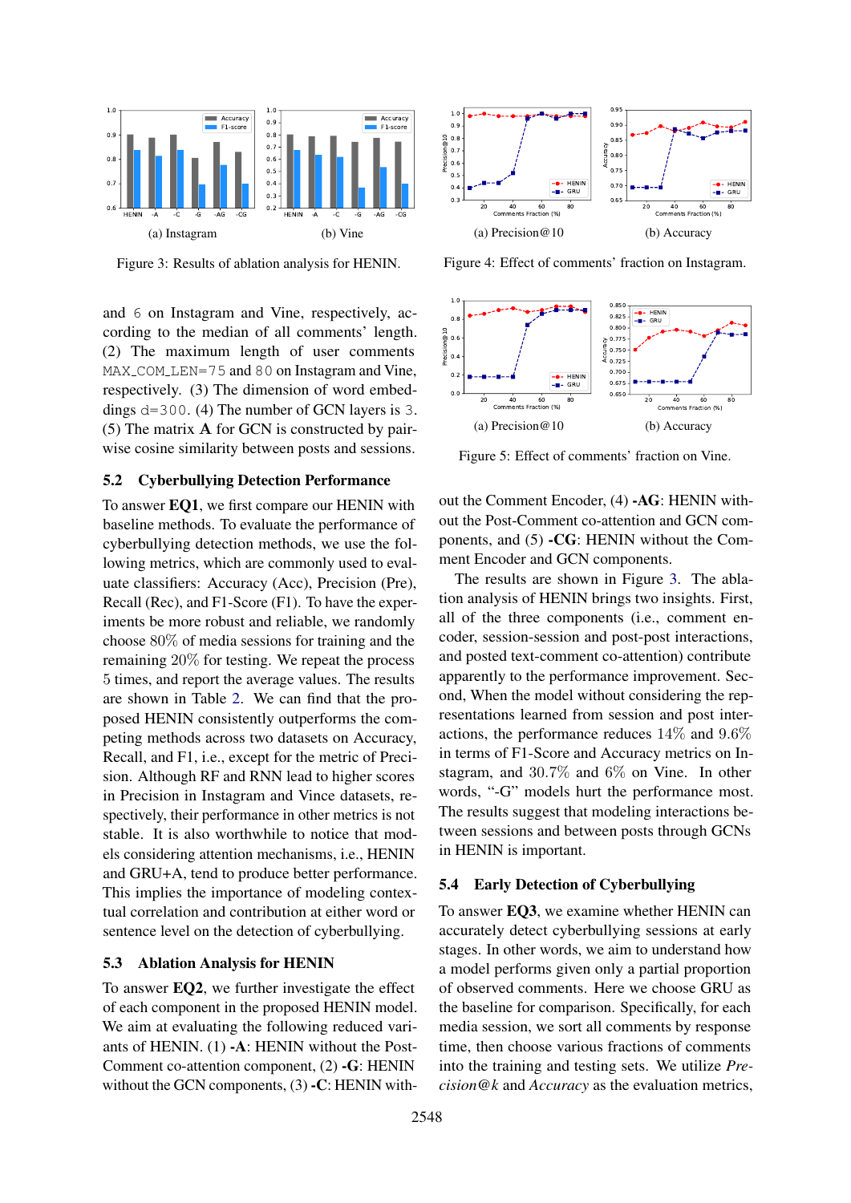Figure 3: Results of ablation analysis for HENIN.

Figure 4: Effect of comments' fraction on Instagram.

Figure 5: Effect of comments' fraction on Vine.

and 6 on Instagram and Vine, respectively, according to the median of all comments' length. (2) The maximum length of user comments MAX_COM_LEN=75 and 80 on Instagram and Vine, respectively. (3) The dimension of word embeddings d=300. (4) The number of GCN layers is 3. (5) The matrix **A** for GCN is constructed by pairwise cosine similarity between posts and sessions.

## 5.2 Cyberbullying Detection Performance

To answer **EQ1**, we first compare our HENIN with baseline methods. To evaluate the performance of cyberbullying detection methods, we use the following metrics, which are commonly used to evaluate classifiers: Accuracy (Acc), Precision (Pre), Recall (Rec), and F1-Score (F1). To have the experiments be more robust and reliable, we randomly choose 80% of media sessions for training and the remaining 20% for testing. We repeat the process 5 times, and report the average values. The results are shown in Table 2. We can find that the proposed HENIN consistently outperforms the competing methods across two datasets on Accuracy, Recall, and F1, i.e., except for the metric of Precision. Although RF and RNN lead to higher scores in Precision in Instagram and Vince datasets, respectively, their performance in other metrics is not stable. It is also worthwhile to notice that models considering attention mechanisms, i.e., HENIN and GRU+A, tend to produce better performance. This implies the importance of modeling contextual correlation and contribution at either word or sentence level on the detection of cyberbullying.

## 5.3 Ablation Analysis for HENIN

To answer **EQ2**, we further investigate the effect of each component in the proposed HENIN model. We aim at evaluating the following reduced variants of HENIN. (1) **-A**: HENIN without the Post-Comment co-attention component, (2) **-G**: HENIN without the GCN components, (3) **-C**: HENIN without the Comment Encoder, (4) **-AG**: HENIN without the Post-Comment co-attention and GCN components, and (5) **-CG**: HENIN without the Comment Encoder and GCN components.

The results are shown in Figure 3. The ablation analysis of HENIN brings two insights. First, all of the three components (i.e., comment encoder, session-session and post-post interactions, and posted text-comment co-attention) contribute apparently to the performance improvement. Second, When the model without considering the representations learned from session and post interactions, the performance reduces 14% and 9.6% in terms of F1-Score and Accuracy metrics on Instagram, and 30.7% and 6% on Vine. In other words, "-G" models hurt the performance most. The results suggest that modeling interactions between sessions and between posts through GCNs in HENIN is important.

## 5.4 Early Detection of Cyberbullying

To answer **EQ3**, we examine whether HENIN can accurately detect cyberbullying sessions at early stages. In other words, we aim to understand how a model performs given only a partial proportion of observed comments. Here we choose GRU as the baseline for comparison. Specifically, for each media session, we sort all comments by response time, then choose various fractions of comments into the training and testing sets. We utilize *Precision@k* and *Accuracy* as the evaluation metrics,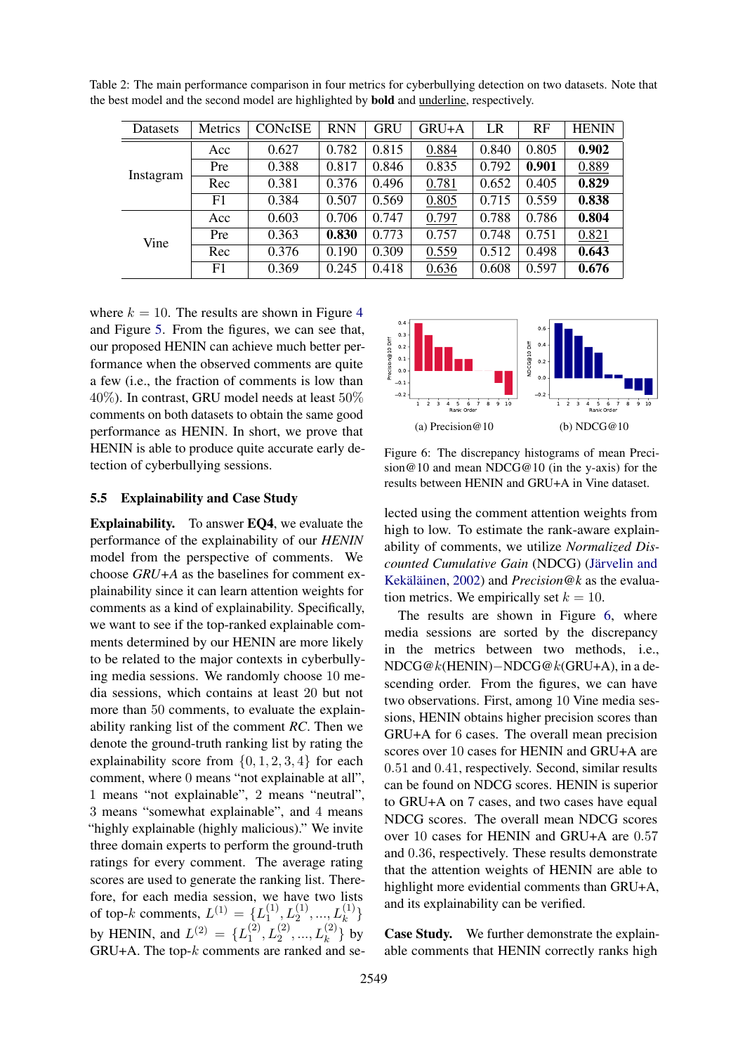Table 2: The main performance comparison in four metrics for cyberbullying detection on two datasets. Note that the best model and the second model are highlighted by **bold** and <u>underline</u>, respectively.

| Datasets | Metrics | CONcISE | RNN | GRU | GRU+A | LR | RF | HENIN |
|---|---|---|---|---|---|---|---|---|
| Instagram | Acc | 0.627 | 0.782 | 0.815 | <u>0.884</u> | 0.840 | 0.805 | **0.902** |
| | Pre | 0.388 | 0.817 | 0.846 | 0.835 | 0.792 | **0.901** | <u>0.889</u> |
| | Rec | 0.381 | 0.376 | 0.496 | <u>0.781</u> | 0.652 | 0.405 | **0.829** |
| | F1 | 0.384 | 0.507 | 0.569 | <u>0.805</u> | 0.715 | 0.559 | **0.838** |
| Vine | Acc | 0.603 | 0.706 | 0.747 | <u>0.797</u> | 0.788 | 0.786 | **0.804** |
| | Pre | 0.363 | **0.830** | 0.773 | 0.757 | 0.748 | 0.751 | <u>0.821</u> |
| | Rec | 0.376 | 0.190 | 0.309 | <u>0.559</u> | 0.512 | 0.498 | **0.643** |
| | F1 | 0.369 | 0.245 | 0.418 | <u>0.636</u> | 0.608 | 0.597 | **0.676** |

where $k = 10$. The results are shown in Figure 4 and Figure 5. From the figures, we can see that, our proposed HENIN can achieve much better performance when the observed comments are quite a few (i.e., the fraction of comments is low than 40%). In contrast, GRU model needs at least 50% comments on both datasets to obtain the same good performance as HENIN. In short, we prove that HENIN is able to produce quite accurate early detection of cyberbullying sessions.

(a) Precision@10 (b) NDCG@10

Figure 6: The discrepancy histograms of mean Precision@10 and mean NDCG@10 (in the y-axis) for the results between HENIN and GRU+A in Vine dataset.

### 5.5 Explainability and Case Study

**Explainability.** To answer **EQ4**, we evaluate the performance of the explainability of our *HENIN* model from the perspective of comments. We choose *GRU+A* as the baselines for comment explainability since it can learn attention weights for comments as a kind of explainability. Specifically, we want to see if the top-ranked explainable comments determined by our HENIN are more likely to be related to the major contexts in cyberbullying media sessions. We randomly choose 10 media sessions, which contains at least 20 but not more than 50 comments, to evaluate the explainability ranking list of the comment *RC*. Then we denote the ground-truth ranking list by rating the explainability score from $\{0, 1, 2, 3, 4\}$ for each comment, where 0 means "not explainable at all", 1 means "not explainable", 2 means "neutral", 3 means "somewhat explainable", and 4 means "highly explainable (highly malicious)." We invite three domain experts to perform the ground-truth ratings for every comment. The average rating scores are used to generate the ranking list. Therefore, for each media session, we have two lists of top-$k$ comments, $L^{(1)} = \{L_1^{(1)}, L_2^{(1)}, ..., L_k^{(1)}\}$ by HENIN, and $L^{(2)} = \{L_1^{(2)}, L_2^{(2)}, ..., L_k^{(2)}\}$ by GRU+A. The top-$k$ comments are ranked and selected using the comment attention weights from high to low. To estimate the rank-aware explainability of comments, we utilize *Normalized Discounted Cumulative Gain* (NDCG) (Järvelin and Kekäläinen, 2002) and *Precision@k* as the evaluation metrics. We empirically set $k = 10$.

The results are shown in Figure 6, where media sessions are sorted by the discrepancy in the metrics between two methods, i.e., NDCG@$k$(HENIN)−NDCG@$k$(GRU+A), in a descending order. From the figures, we can have two observations. First, among 10 Vine media sessions, HENIN obtains higher precision scores than GRU+A for 6 cases. The overall mean precision scores over 10 cases for HENIN and GRU+A are 0.51 and 0.41, respectively. Second, similar results can be found on NDCG scores. HENIN is superior to GRU+A on 7 cases, and two cases have equal NDCG scores. The overall mean NDCG scores over 10 cases for HENIN and GRU+A are 0.57 and 0.36, respectively. These results demonstrate that the attention weights of HENIN are able to highlight more evidential comments than GRU+A, and its explainability can be verified.

**Case Study.** We further demonstrate the explainable comments that HENIN correctly ranks high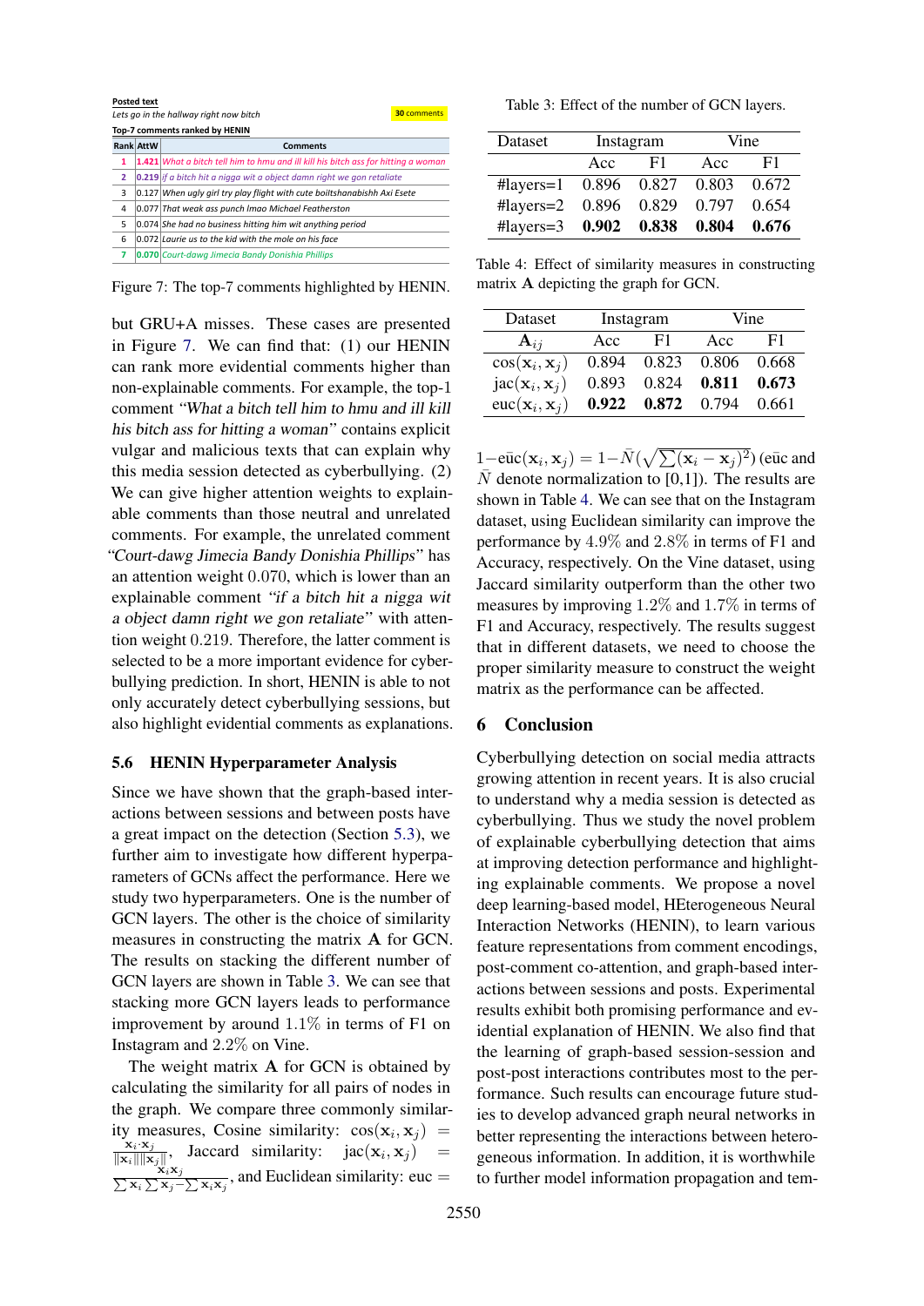**Posted text**

*Lets go in the hallway right now bitch* — 30 comments

**Top-7 comments ranked by HENIN**

| Rank | AttW | Comments |
|---|---|---|
| 1 | 1.421 | *What a bitch tell him to hmu and ill kill his bitch ass for hitting a woman* |
| 2 | 0.219 | *if a bitch hit a nigga wit a object damn right we gon retaliate* |
| 3 | 0.127 | *When ugly girl try play flight with cute boiltshanabishh Axi Esete* |
| 4 | 0.077 | *That weak ass punch lmao Michael Featherston* |
| 5 | 0.074 | *She had no business hitting him wit anything period* |
| 6 | 0.072 | *Laurie us to the kid with the mole on his face* |
| 7 | 0.070 | *Court-dawg Jimecia Bandy Donishia Phillips* |

Figure 7: The top-7 comments highlighted by HENIN.

but GRU+A misses. These cases are presented in Figure 7. We can find that: (1) our HENIN can rank more evidential comments higher than non-explainable comments. For example, the top-1 comment *"What a bitch tell him to hmu and ill kill his bitch ass for hitting a woman"* contains explicit vulgar and malicious texts that can explain why this media session detected as cyberbullying. (2) We can give higher attention weights to explainable comments than those neutral and unrelated comments. For example, the unrelated comment *"Court-dawg Jimecia Bandy Donishia Phillips"* has an attention weight 0.070, which is lower than an explainable comment *"if a bitch hit a nigga wit a object damn right we gon retaliate"* with attention weight 0.219. Therefore, the latter comment is selected to be a more important evidence for cyberbullying prediction. In short, HENIN is able to not only accurately detect cyberbullying sessions, but also highlight evidential comments as explanations.

### 5.6 HENIN Hyperparameter Analysis

Since we have shown that the graph-based interactions between sessions and between posts have a great impact on the detection (Section 5.3), we further aim to investigate how different hyperparameters of GCNs affect the performance. Here we study two hyperparameters. One is the number of GCN layers. The other is the choice of similarity measures in constructing the matrix $\mathbf{A}$ for GCN. The results on stacking the different number of GCN layers are shown in Table 3. We can see that stacking more GCN layers leads to performance improvement by around 1.1% in terms of F1 on Instagram and 2.2% on Vine.

The weight matrix $\mathbf{A}$ for GCN is obtained by calculating the similarity for all pairs of nodes in the graph. We compare three commonly similarity measures, Cosine similarity: $\cos(\mathbf{x}_i, \mathbf{x}_j) = \frac{\mathbf{x}_i \cdot \mathbf{x}_j}{\|\mathbf{x}_i\| \|\mathbf{x}_j\|}$, Jaccard similarity: $\text{jac}(\mathbf{x}_i, \mathbf{x}_j) = \frac{\mathbf{x}_i \mathbf{x}_j}{\sum \mathbf{x}_i \sum \mathbf{x}_j - \sum \mathbf{x}_i \mathbf{x}_j}$, and Euclidean similarity: euc $= 1 - \bar{\text{euc}}(\mathbf{x}_i, \mathbf{x}_j) = 1 - \bar{N}(\sqrt{\sum (\mathbf{x}_i - \mathbf{x}_j)^2})$ ($\bar{\text{euc}}$ and $\bar{N}$ denote normalization to [0,1]). The results are shown in Table 4. We can see that on the Instagram dataset, using Euclidean similarity can improve the performance by 4.9% and 2.8% in terms of F1 and Accuracy, respectively. On the Vine dataset, using Jaccard similarity outperform than the other two measures by improving 1.2% and 1.7% in terms of F1 and Accuracy, respectively. The results suggest that in different datasets, we need to choose the proper similarity measure to construct the weight matrix as the performance can be affected.

Table 3: Effect of the number of GCN layers.

| Dataset | Instagram | | Vine | |
|---|---|---|---|---|
| | Acc | F1 | Acc | F1 |
| #layers=1 | 0.896 | 0.827 | 0.803 | 0.672 |
| #layers=2 | 0.896 | 0.829 | 0.797 | 0.654 |
| #layers=3 | **0.902** | **0.838** | **0.804** | **0.676** |

Table 4: Effect of similarity measures in constructing matrix $\mathbf{A}$ depicting the graph for GCN.

| Dataset | Instagram | | Vine | |
|---|---|---|---|---|
| $\mathbf{A}_{ij}$ | Acc | F1 | Acc | F1 |
| $\cos(\mathbf{x}_i, \mathbf{x}_j)$ | 0.894 | 0.823 | 0.806 | 0.668 |
| $\text{jac}(\mathbf{x}_i, \mathbf{x}_j)$ | 0.893 | 0.824 | **0.811** | **0.673** |
| $\text{euc}(\mathbf{x}_i, \mathbf{x}_j)$ | **0.922** | **0.872** | 0.794 | 0.661 |

## 6 Conclusion

Cyberbullying detection on social media attracts growing attention in recent years. It is also crucial to understand why a media session is detected as cyberbullying. Thus we study the novel problem of explainable cyberbullying detection that aims at improving detection performance and highlighting explainable comments. We propose a novel deep learning-based model, HEterogeneous Neural Interaction Networks (HENIN), to learn various feature representations from comment encodings, post-comment co-attention, and graph-based interactions between sessions and posts. Experimental results exhibit both promising performance and evidential explanation of HENIN. We also find that the learning of graph-based session-session and post-post interactions contributes most to the performance. Such results can encourage future studies to develop advanced graph neural networks in better representing the interactions between heterogeneous information. In addition, it is worthwhile to further model information propagation and tem-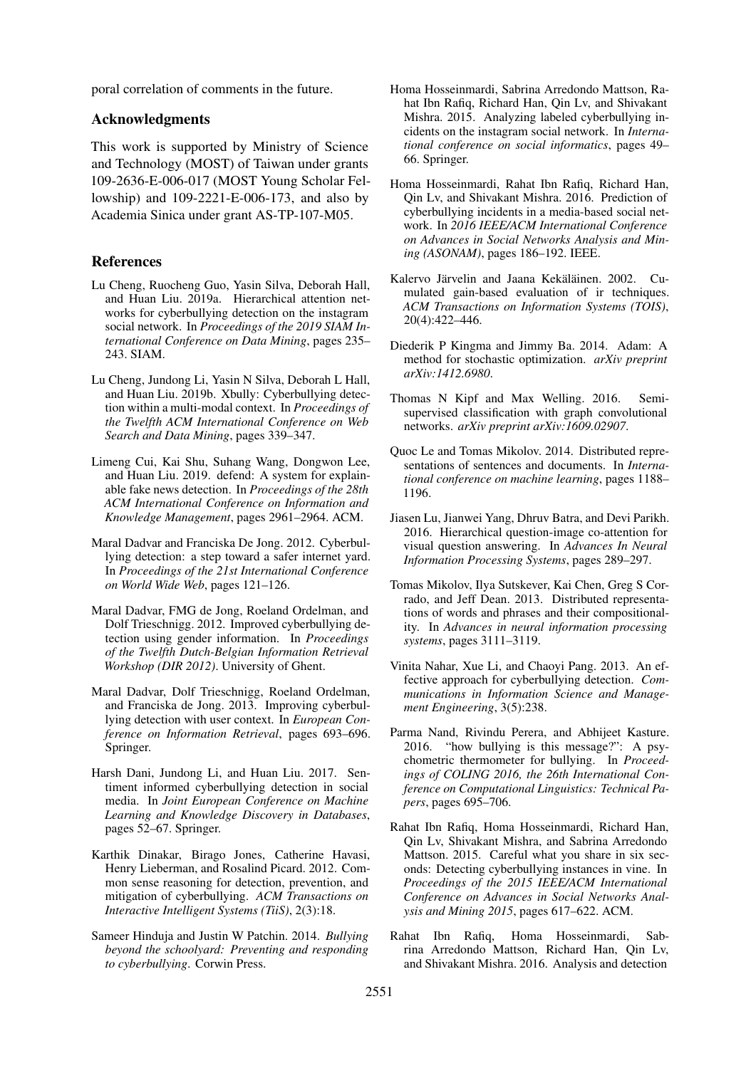poral correlation of comments in the future.

## Acknowledgments

This work is supported by Ministry of Science and Technology (MOST) of Taiwan under grants 109-2636-E-006-017 (MOST Young Scholar Fellowship) and 109-2221-E-006-173, and also by Academia Sinica under grant AS-TP-107-M05.

## References

Lu Cheng, Ruocheng Guo, Yasin Silva, Deborah Hall, and Huan Liu. 2019a. Hierarchical attention networks for cyberbullying detection on the instagram social network. In *Proceedings of the 2019 SIAM International Conference on Data Mining*, pages 235–243. SIAM.

Lu Cheng, Jundong Li, Yasin N Silva, Deborah L Hall, and Huan Liu. 2019b. Xbully: Cyberbullying detection within a multi-modal context. In *Proceedings of the Twelfth ACM International Conference on Web Search and Data Mining*, pages 339–347.

Limeng Cui, Kai Shu, Suhang Wang, Dongwon Lee, and Huan Liu. 2019. defend: A system for explainable fake news detection. In *Proceedings of the 28th ACM International Conference on Information and Knowledge Management*, pages 2961–2964. ACM.

Maral Dadvar and Franciska De Jong. 2012. Cyberbullying detection: a step toward a safer internet yard. In *Proceedings of the 21st International Conference on World Wide Web*, pages 121–126.

Maral Dadvar, FMG de Jong, Roeland Ordelman, and Dolf Trieschnigg. 2012. Improved cyberbullying detection using gender information. In *Proceedings of the Twelfth Dutch-Belgian Information Retrieval Workshop (DIR 2012)*. University of Ghent.

Maral Dadvar, Dolf Trieschnigg, Roeland Ordelman, and Franciska de Jong. 2013. Improving cyberbullying detection with user context. In *European Conference on Information Retrieval*, pages 693–696. Springer.

Harsh Dani, Jundong Li, and Huan Liu. 2017. Sentiment informed cyberbullying detection in social media. In *Joint European Conference on Machine Learning and Knowledge Discovery in Databases*, pages 52–67. Springer.

Karthik Dinakar, Birago Jones, Catherine Havasi, Henry Lieberman, and Rosalind Picard. 2012. Common sense reasoning for detection, prevention, and mitigation of cyberbullying. *ACM Transactions on Interactive Intelligent Systems (TiiS)*, 2(3):18.

Sameer Hinduja and Justin W Patchin. 2014. *Bullying beyond the schoolyard: Preventing and responding to cyberbullying*. Corwin Press.

Homa Hosseinmardi, Sabrina Arredondo Mattson, Rahat Ibn Rafiq, Richard Han, Qin Lv, and Shivakant Mishra. 2015. Analyzing labeled cyberbullying incidents on the instagram social network. In *International conference on social informatics*, pages 49–66. Springer.

Homa Hosseinmardi, Rahat Ibn Rafiq, Richard Han, Qin Lv, and Shivakant Mishra. 2016. Prediction of cyberbullying incidents in a media-based social network. In *2016 IEEE/ACM International Conference on Advances in Social Networks Analysis and Mining (ASONAM)*, pages 186–192. IEEE.

Kalervo Järvelin and Jaana Kekäläinen. 2002. Cumulated gain-based evaluation of ir techniques. *ACM Transactions on Information Systems (TOIS)*, 20(4):422–446.

Diederik P Kingma and Jimmy Ba. 2014. Adam: A method for stochastic optimization. *arXiv preprint arXiv:1412.6980*.

Thomas N Kipf and Max Welling. 2016. Semi-supervised classification with graph convolutional networks. *arXiv preprint arXiv:1609.02907*.

Quoc Le and Tomas Mikolov. 2014. Distributed representations of sentences and documents. In *International conference on machine learning*, pages 1188–1196.

Jiasen Lu, Jianwei Yang, Dhruv Batra, and Devi Parikh. 2016. Hierarchical question-image co-attention for visual question answering. In *Advances In Neural Information Processing Systems*, pages 289–297.

Tomas Mikolov, Ilya Sutskever, Kai Chen, Greg S Corrado, and Jeff Dean. 2013. Distributed representations of words and phrases and their compositionality. In *Advances in neural information processing systems*, pages 3111–3119.

Vinita Nahar, Xue Li, and Chaoyi Pang. 2013. An effective approach for cyberbullying detection. *Communications in Information Science and Management Engineering*, 3(5):238.

Parma Nand, Rivindu Perera, and Abhijeet Kasture. 2016. "how bullying is this message?": A psychometric thermometer for bullying. In *Proceedings of COLING 2016, the 26th International Conference on Computational Linguistics: Technical Papers*, pages 695–706.

Rahat Ibn Rafiq, Homa Hosseinmardi, Richard Han, Qin Lv, Shivakant Mishra, and Sabrina Arredondo Mattson. 2015. Careful what you share in six seconds: Detecting cyberbullying instances in vine. In *Proceedings of the 2015 IEEE/ACM International Conference on Advances in Social Networks Analysis and Mining 2015*, pages 617–622. ACM.

Rahat Ibn Rafiq, Homa Hosseinmardi, Sabrina Arredondo Mattson, Richard Han, Qin Lv, and Shivakant Mishra. 2016. Analysis and detection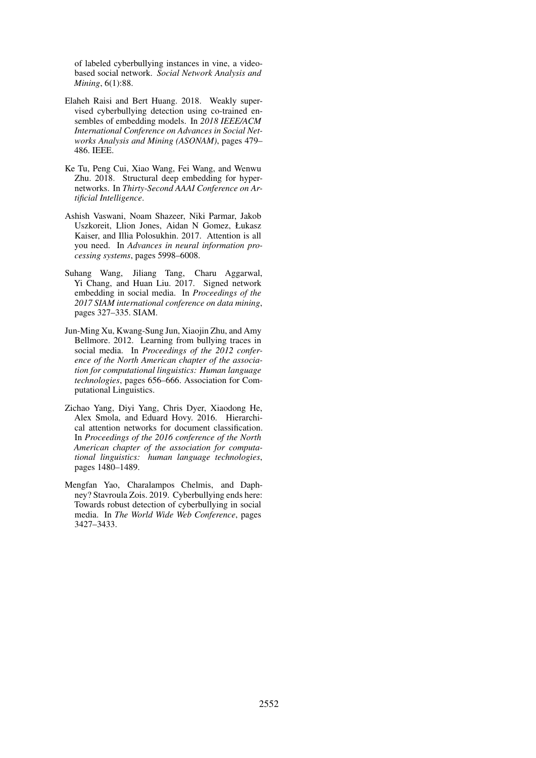of labeled cyberbullying instances in vine, a video-based social network. *Social Network Analysis and Mining*, 6(1):88.

Elaheh Raisi and Bert Huang. 2018. Weakly supervised cyberbullying detection using co-trained ensembles of embedding models. In *2018 IEEE/ACM International Conference on Advances in Social Networks Analysis and Mining (ASONAM)*, pages 479–486. IEEE.

Ke Tu, Peng Cui, Xiao Wang, Fei Wang, and Wenwu Zhu. 2018. Structural deep embedding for hyper-networks. In *Thirty-Second AAAI Conference on Artificial Intelligence*.

Ashish Vaswani, Noam Shazeer, Niki Parmar, Jakob Uszkoreit, Llion Jones, Aidan N Gomez, Łukasz Kaiser, and Illia Polosukhin. 2017. Attention is all you need. In *Advances in neural information processing systems*, pages 5998–6008.

Suhang Wang, Jiliang Tang, Charu Aggarwal, Yi Chang, and Huan Liu. 2017. Signed network embedding in social media. In *Proceedings of the 2017 SIAM international conference on data mining*, pages 327–335. SIAM.

Jun-Ming Xu, Kwang-Sung Jun, Xiaojin Zhu, and Amy Bellmore. 2012. Learning from bullying traces in social media. In *Proceedings of the 2012 conference of the North American chapter of the association for computational linguistics: Human language technologies*, pages 656–666. Association for Computational Linguistics.

Zichao Yang, Diyi Yang, Chris Dyer, Xiaodong He, Alex Smola, and Eduard Hovy. 2016. Hierarchical attention networks for document classification. In *Proceedings of the 2016 conference of the North American chapter of the association for computational linguistics: human language technologies*, pages 1480–1489.

Mengfan Yao, Charalampos Chelmis, and Daphney? Stavroula Zois. 2019. Cyberbullying ends here: Towards robust detection of cyberbullying in social media. In *The World Wide Web Conference*, pages 3427–3433.